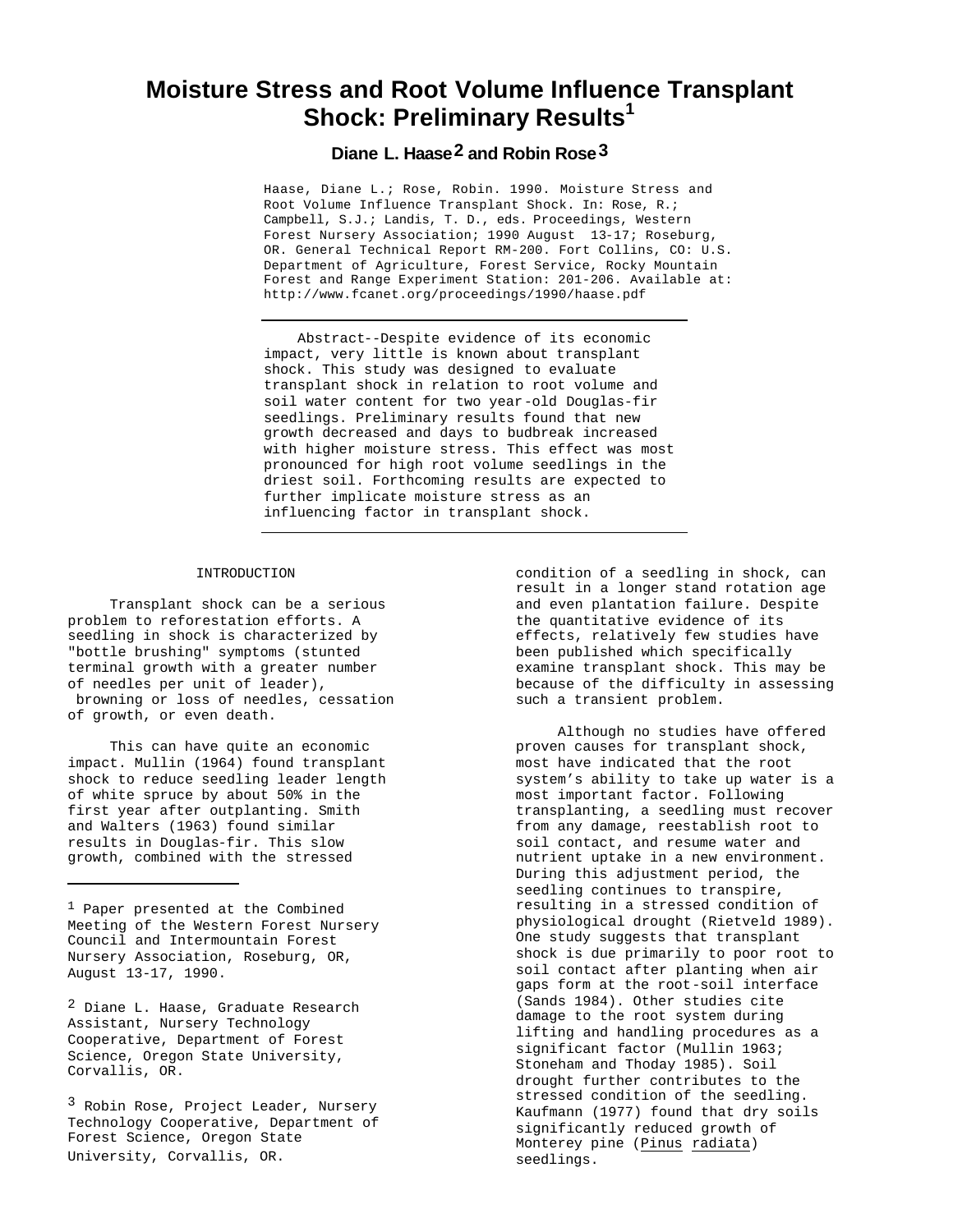# Moisture Stress and Root Volume Influence Transplant Shock: Preliminary Results[1]

**Diane L. Haase[2] and Robin Rose[3]**

Haase, Diane L.; Rose, Robin. 1990. Moisture Stress and Root Volume Influence Transplant Shock. In: Rose, R.; Campbell, S.J.; Landis, T. D., eds. Proceedings, Western Forest Nursery Association; 1990 August 13-17; Roseburg, OR. General Technical Report RM-200. Fort Collins, CO: U.S. Department of Agriculture, Forest Service, Rocky Mountain Forest and Range Experiment Station: 201-206. Available at: http://www.fcanet.org/proceedings/1990/haase.pdf

Abstract--Despite evidence of its economic impact, very little is known about transplant shock. This study was designed to evaluate transplant shock in relation to root volume and soil water content for two year-old Douglas-fir seedlings. Preliminary results found that new growth decreased and days to budbreak increased with higher moisture stress. This effect was most pronounced for high root volume seedlings in the driest soil. Forthcoming results are expected to further implicate moisture stress as an influencing factor in transplant shock.

## INTRODUCTION

Transplant shock can be a serious problem to reforestation efforts. A seedling in shock is characterized by "bottle brushing" symptoms (stunted terminal growth with a greater number of needles per unit of leader), browning or loss of needles, cessation of growth, or even death.

This can have quite an economic impact. Mullin (1964) found transplant shock to reduce seedling leader length of white spruce by about 50% in the first year after outplanting. Smith and Walters (1963) found similar results in Douglas-fir. This slow growth, combined with the stressed condition of a seedling in shock, can result in a longer stand rotation age and even plantation failure. Despite the quantitative evidence of its effects, relatively few studies have been published which specifically examine transplant shock. This may be because of the difficulty in assessing such a transient problem.

Although no studies have offered proven causes for transplant shock, most have indicated that the root system's ability to take up water is a most important factor. Following transplanting, a seedling must recover from any damage, reestablish root to soil contact, and resume water and nutrient uptake in a new environment. During this adjustment period, the seedling continues to transpire, resulting in a stressed condition of physiological drought (Rietveld 1989). One study suggests that transplant shock is due primarily to poor root to soil contact after planting when air gaps form at the root-soil interface (Sands 1984). Other studies cite damage to the root system during lifting and handling procedures as a significant factor (Mullin 1963; Stoneham and Thoday 1985). Soil drought further contributes to the stressed condition of the seedling. Kaufmann (1977) found that dry soils significantly reduced growth of Monterey pine (*Pinus radiata*) seedlings.

---

[1] Paper presented at the Combined Meeting of the Western Forest Nursery Council and Intermountain Forest Nursery Association, Roseburg, OR, August 13-17, 1990.

[2] Diane L. Haase, Graduate Research Assistant, Nursery Technology Cooperative, Department of Forest Science, Oregon State University, Corvallis, OR.

[3] Robin Rose, Project Leader, Nursery Technology Cooperative, Department of Forest Science, Oregon State University, Corvallis, OR.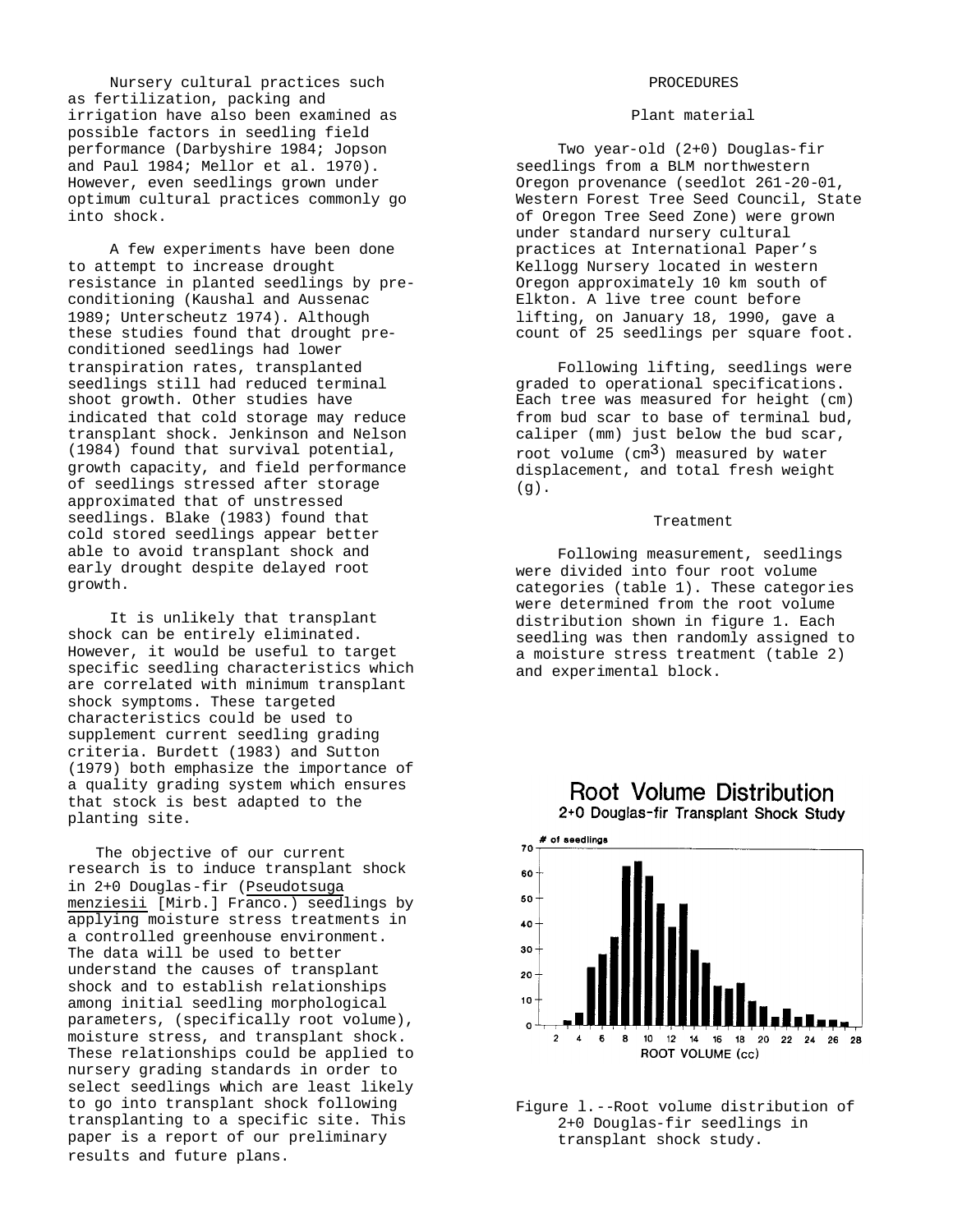Nursery cultural practices such as fertilization, packing and irrigation have also been examined as possible factors in seedling field performance (Darbyshire 1984; Jopson and Paul 1984; Mellor et al. 1970). However, even seedlings grown under optimum cultural practices commonly go into shock.

A few experiments have been done to attempt to increase drought resistance in planted seedlings by pre-conditioning (Kaushal and Aussenac 1989; Unterscheutz 1974). Although these studies found that drought pre-conditioned seedlings had lower transpiration rates, transplanted seedlings still had reduced terminal shoot growth. Other studies have indicated that cold storage may reduce transplant shock. Jenkinson and Nelson (1984) found that survival potential, growth capacity, and field performance of seedlings stressed after storage approximated that of unstressed seedlings. Blake (1983) found that cold stored seedlings appear better able to avoid transplant shock and early drought despite delayed root growth.

It is unlikely that transplant shock can be entirely eliminated. However, it would be useful to target specific seedling characteristics which are correlated with minimum transplant shock symptoms. These targeted characteristics could be used to supplement current seedling grading criteria. Burdett (1983) and Sutton (1979) both emphasize the importance of a quality grading system which ensures that stock is best adapted to the planting site.

The objective of our current research is to induce transplant shock in 2+0 Douglas-fir (Pseudotsuga menziesii [Mirb.] Franco.) seedlings by applying moisture stress treatments in a controlled greenhouse environment. The data will be used to better understand the causes of transplant shock and to establish relationships among initial seedling morphological parameters, (specifically root volume), moisture stress, and transplant shock. These relationships could be applied to nursery grading standards in order to select seedlings which are least likely to go into transplant shock following transplanting to a specific site. This paper is a report of our preliminary results and future plans.

## PROCEDURES

### Plant material

Two year-old (2+0) Douglas-fir seedlings from a BLM northwestern Oregon provenance (seedlot 261-20-01, Western Forest Tree Seed Council, State of Oregon Tree Seed Zone) were grown under standard nursery cultural practices at International Paper's Kellogg Nursery located in western Oregon approximately 10 km south of Elkton. A live tree count before lifting, on January 18, 1990, gave a count of 25 seedlings per square foot.

Following lifting, seedlings were graded to operational specifications. Each tree was measured for height (cm) from bud scar to base of terminal bud, caliper (mm) just below the bud scar, root volume ($cm^3$) measured by water displacement, and total fresh weight (g).

### Treatment

Following measurement, seedlings were divided into four root volume categories (table 1). These categories were determined from the root volume distribution shown in figure 1. Each seedling was then randomly assigned to a moisture stress treatment (table 2) and experimental block.

Figure 1.--Root volume distribution of 2+0 Douglas-fir seedlings in transplant shock study.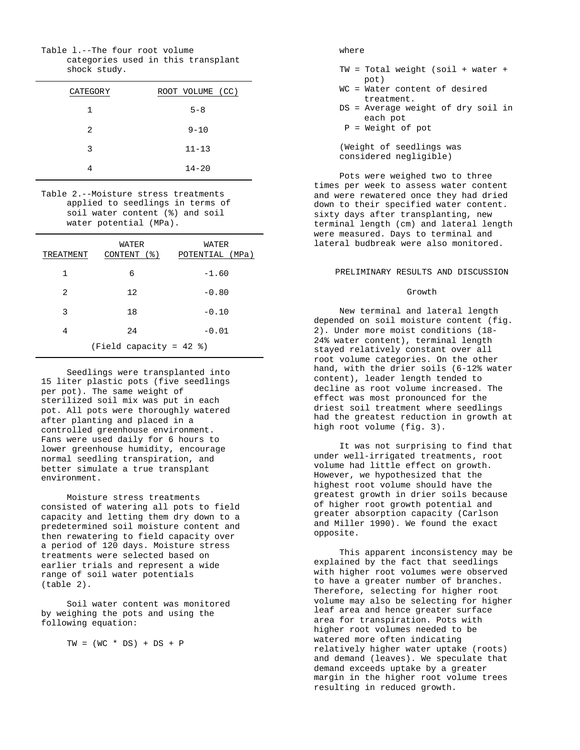Table 1.--The four root volume categories used in this transplant shock study.

| CATEGORY | ROOT VOLUME (CC) |
|---|---|
| 1 | 5-8 |
| 2 | 9-10 |
| 3 | 11-13 |
| 4 | 14-20 |

Table 2.--Moisture stress treatments applied to seedlings in terms of soil water content (%) and soil water potential (MPa).

| TREATMENT | WATER CONTENT (%) | WATER POTENTIAL (MPa) |
|---|---|---|
| 1 | 6 | -1.60 |
| 2 | 12 | -0.80 |
| 3 | 18 | -0.10 |
| 4 | 24 | -0.01 |
| (Field capacity = 42 %) | | |

Seedlings were transplanted into 15 liter plastic pots (five seedlings per pot). The same weight of sterilized soil mix was put in each pot. All pots were thoroughly watered after planting and placed in a controlled greenhouse environment. Fans were used daily for 6 hours to lower greenhouse humidity, encourage normal seedling transpiration, and better simulate a true transplant environment.

Moisture stress treatments consisted of watering all pots to field capacity and letting them dry down to a predetermined soil moisture content and then rewatering to field capacity over a period of 120 days. Moisture stress treatments were selected based on earlier trials and represent a wide range of soil water potentials (table 2).

Soil water content was monitored by weighing the pots and using the following equation:

$$TW = (WC * DS) + DS + P$$

where

- TW = Total weight (soil + water + pot)
- WC = Water content of desired treatment.
- DS = Average weight of dry soil in each pot
- P = Weight of pot

(Weight of seedlings was considered negligible)

Pots were weighed two to three times per week to assess water content and were rewatered once they had dried down to their specified water content. sixty days after transplanting, new terminal length (cm) and lateral length were measured. Days to terminal and lateral budbreak were also monitored.

## PRELIMINARY RESULTS AND DISCUSSION

### Growth

New terminal and lateral length depended on soil moisture content (fig. 2). Under more moist conditions (18-24% water content), terminal length stayed relatively constant over all root volume categories. On the other hand, with the drier soils (6-12% water content), leader length tended to decline as root volume increased. The effect was most pronounced for the driest soil treatment where seedlings had the greatest reduction in growth at high root volume (fig. 3).

It was not surprising to find that under well-irrigated treatments, root volume had little effect on growth. However, we hypothesized that the highest root volume should have the greatest growth in drier soils because of higher root growth potential and greater absorption capacity (Carlson and Miller 1990). We found the exact opposite.

This apparent inconsistency may be explained by the fact that seedlings with higher root volumes were observed to have a greater number of branches. Therefore, selecting for higher root volume may also be selecting for higher leaf area and hence greater surface area for transpiration. Pots with higher root volumes needed to be watered more often indicating relatively higher water uptake (roots) and demand (leaves). We speculate that demand exceeds uptake by a greater margin in the higher root volume trees resulting in reduced growth.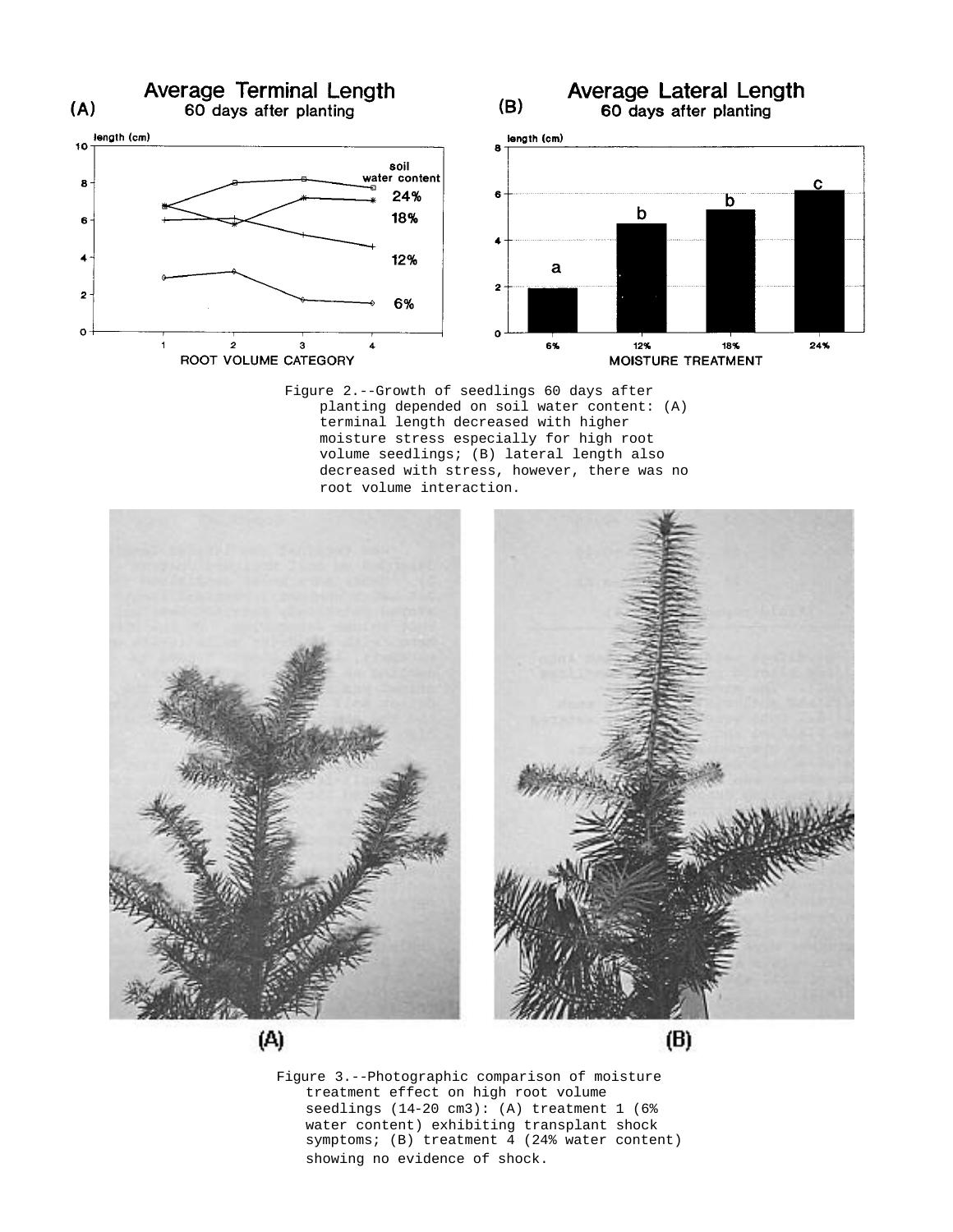Figure 2.--Growth of seedlings 60 days after planting depended on soil water content: (A) terminal length decreased with higher moisture stress especially for high root volume seedlings; (B) lateral length also decreased with stress, however, there was no root volume interaction.

Figure 3.--Photographic comparison of moisture treatment effect on high root volume seedlings (14-20 cm3): (A) treatment 1 (6% water content) exhibiting transplant shock symptoms; (B) treatment 4 (24% water content) showing no evidence of shock.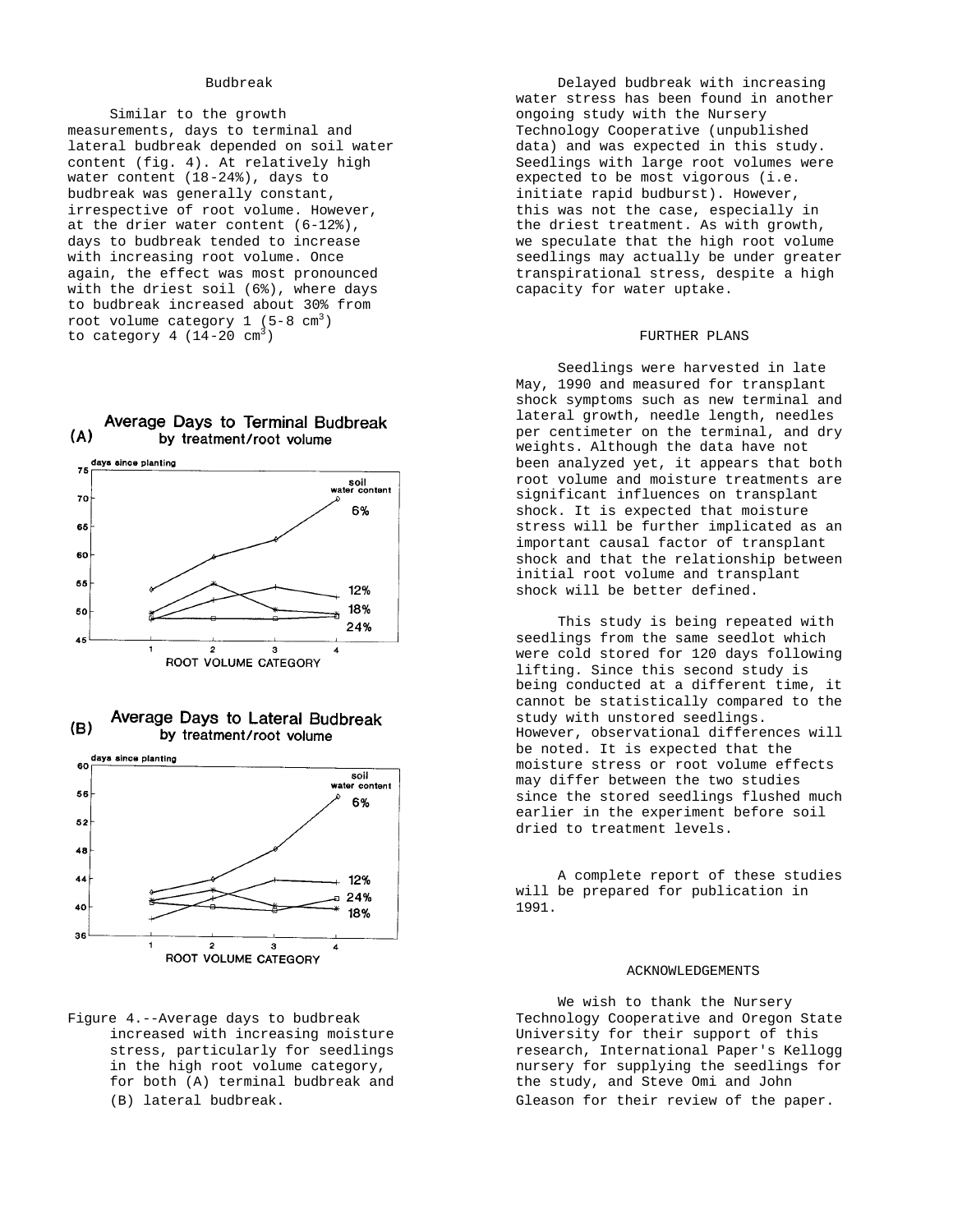### Budbreak

Similar to the growth measurements, days to terminal and lateral budbreak depended on soil water content (fig. 4). At relatively high water content (18-24%), days to budbreak was generally constant, irrespective of root volume. However, at the drier water content (6-12%), days to budbreak tended to increase with increasing root volume. Once again, the effect was most pronounced with the driest soil (6%), where days to budbreak increased about 30% from root volume category 1 (5-8 $cm^3$) to category 4 (14-20 $cm^3$)

Figure 4.--Average days to budbreak increased with increasing moisture stress, particularly for seedlings in the high root volume category, for both (A) terminal budbreak and (B) lateral budbreak.

Delayed budbreak with increasing water stress has been found in another ongoing study with the Nursery Technology Cooperative (unpublished data) and was expected in this study. Seedlings with large root volumes were expected to be most vigorous (i.e. initiate rapid budburst). However, this was not the case, especially in the driest treatment. As with growth, we speculate that the high root volume seedlings may actually be under greater transpirational stress, despite a high capacity for water uptake.

## FURTHER PLANS

Seedlings were harvested in late May, 1990 and measured for transplant shock symptoms such as new terminal and lateral growth, needle length, needles per centimeter on the terminal, and dry weights. Although the data have not been analyzed yet, it appears that both root volume and moisture treatments are significant influences on transplant shock. It is expected that moisture stress will be further implicated as an important causal factor of transplant shock and that the relationship between initial root volume and transplant shock will be better defined.

This study is being repeated with seedlings from the same seedlot which were cold stored for 120 days following lifting. Since this second study is being conducted at a different time, it cannot be statistically compared to the study with unstored seedlings. However, observational differences will be noted. It is expected that the moisture stress or root volume effects may differ between the two studies since the stored seedlings flushed much earlier in the experiment before soil dried to treatment levels.

A complete report of these studies will be prepared for publication in 1991.

## ACKNOWLEDGEMENTS

We wish to thank the Nursery Technology Cooperative and Oregon State University for their support of this research, International Paper's Kellogg nursery for supplying the seedlings for the study, and Steve Omi and John Gleason for their review of the paper.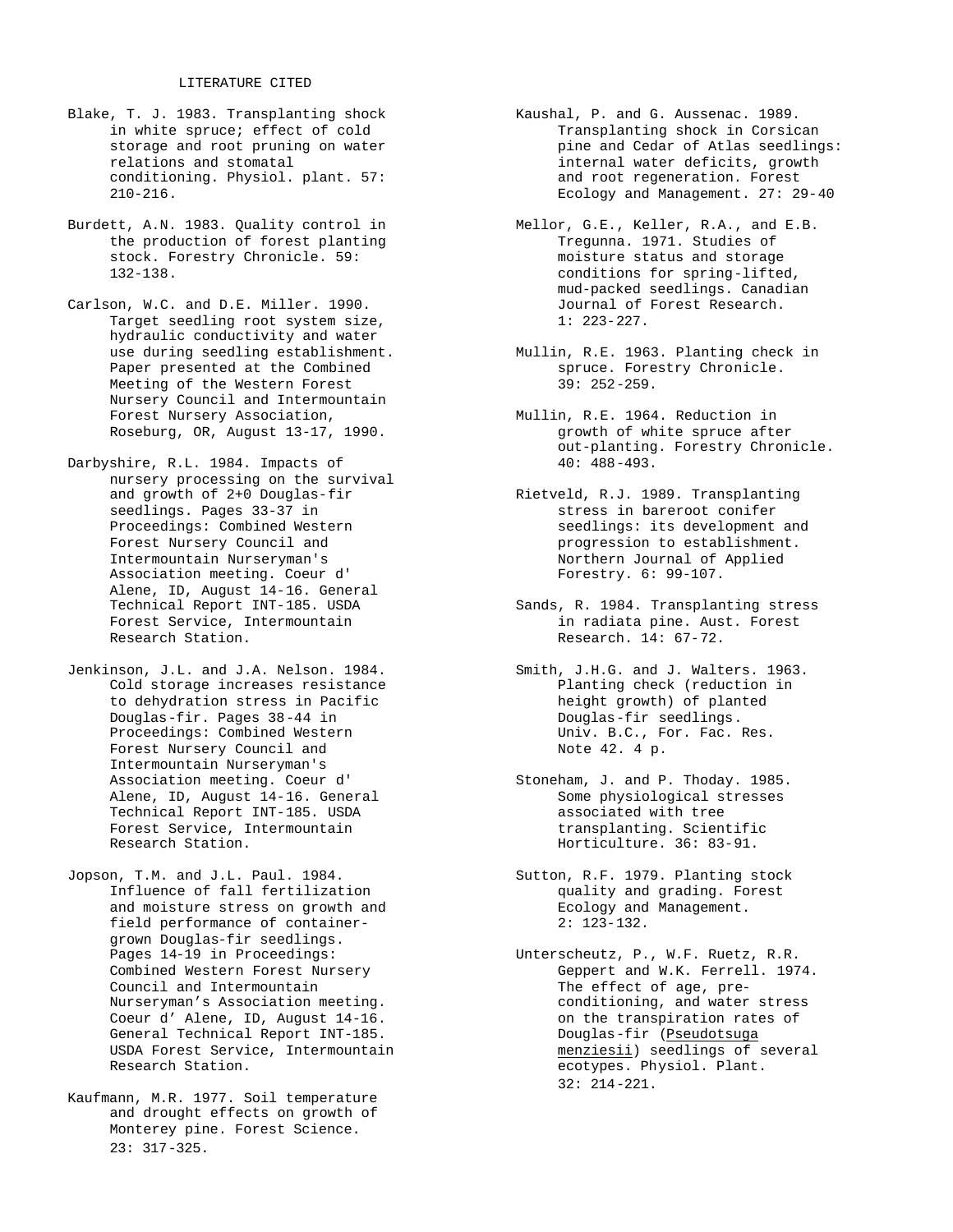## LITERATURE CITED

Blake, T. J. 1983. Transplanting shock in white spruce; effect of cold storage and root pruning on water relations and stomatal conditioning. Physiol. plant. 57: 210-216.

Burdett, A.N. 1983. Quality control in the production of forest planting stock. Forestry Chronicle. 59: 132-138.

Carlson, W.C. and D.E. Miller. 1990. Target seedling root system size, hydraulic conductivity and water use during seedling establishment. Paper presented at the Combined Meeting of the Western Forest Nursery Council and Intermountain Forest Nursery Association, Roseburg, OR, August 13-17, 1990.

Darbyshire, R.L. 1984. Impacts of nursery processing on the survival and growth of 2+0 Douglas-fir seedlings. Pages 33-37 in Proceedings: Combined Western Forest Nursery Council and Intermountain Nurseryman's Association meeting. Coeur d' Alene, ID, August 14-16. General Technical Report INT-185. USDA Forest Service, Intermountain Research Station.

Jenkinson, J.L. and J.A. Nelson. 1984. Cold storage increases resistance to dehydration stress in Pacific Douglas-fir. Pages 38-44 in Proceedings: Combined Western Forest Nursery Council and Intermountain Nurseryman's Association meeting. Coeur d' Alene, ID, August 14-16. General Technical Report INT-185. USDA Forest Service, Intermountain Research Station.

Jopson, T.M. and J.L. Paul. 1984. Influence of fall fertilization and moisture stress on growth and field performance of container-grown Douglas-fir seedlings. Pages 14-19 in Proceedings: Combined Western Forest Nursery Council and Intermountain Nurseryman's Association meeting. Coeur d' Alene, ID, August 14-16. General Technical Report INT-185. USDA Forest Service, Intermountain Research Station.

Kaufmann, M.R. 1977. Soil temperature and drought effects on growth of Monterey pine. Forest Science. 23: 317-325.

Kaushal, P. and G. Aussenac. 1989. Transplanting shock in Corsican pine and Cedar of Atlas seedlings: internal water deficits, growth and root regeneration. Forest Ecology and Management. 27: 29-40

Mellor, G.E., Keller, R.A., and E.B. Tregunna. 1971. Studies of moisture status and storage conditions for spring-lifted, mud-packed seedlings. Canadian Journal of Forest Research. 1: 223-227.

Mullin, R.E. 1963. Planting check in spruce. Forestry Chronicle. 39: 252-259.

Mullin, R.E. 1964. Reduction in growth of white spruce after out-planting. Forestry Chronicle. 40: 488-493.

Rietveld, R.J. 1989. Transplanting stress in bareroot conifer seedlings: its development and progression to establishment. Northern Journal of Applied Forestry. 6: 99-107.

Sands, R. 1984. Transplanting stress in radiata pine. Aust. Forest Research. 14: 67-72.

Smith, J.H.G. and J. Walters. 1963. Planting check (reduction in height growth) of planted Douglas-fir seedlings. Univ. B.C., For. Fac. Res. Note 42. 4 p.

Stoneham, J. and P. Thoday. 1985. Some physiological stresses associated with tree transplanting. Scientific Horticulture. 36: 83-91.

Sutton, R.F. 1979. Planting stock quality and grading. Forest Ecology and Management. 2: 123-132.

Unterscheutz, P., W.F. Ruetz, R.R. Geppert and W.K. Ferrell. 1974. The effect of age, pre-conditioning, and water stress on the transpiration rates of Douglas-fir (*Pseudotsuga menziesii*) seedlings of several ecotypes. Physiol. Plant. 32: 214-221.